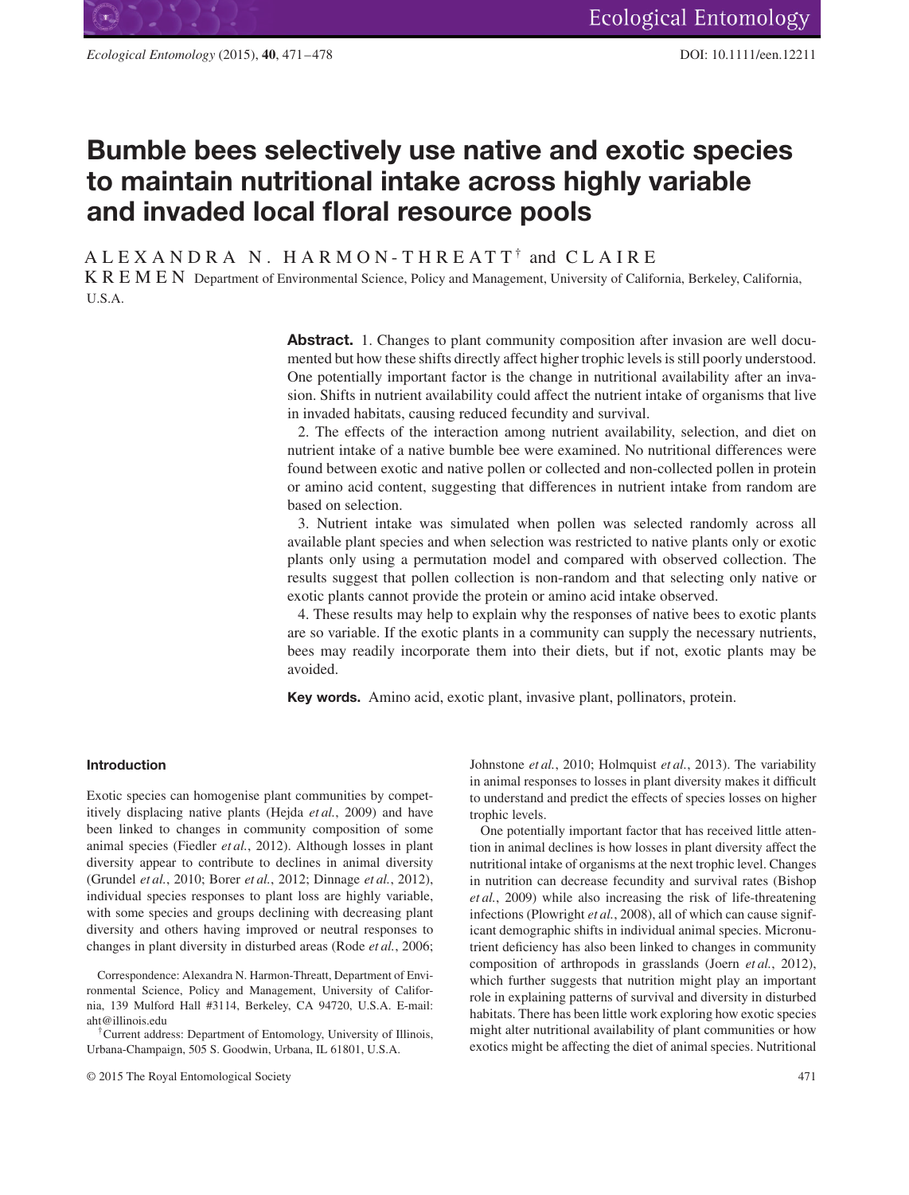# Bumble bees selectively use native and exotic species to maintain nutritional intake across highly variable and invaded local floral resource pools

ALEXANDRA N. HARMON-THREATT[†] and CLAIRE KREMEN Department of Environmental Science, Policy and Management, University of California, Berkeley, California, U.S.A.

**Abstract.** 1. Changes to plant community composition after invasion are well documented but how these shifts directly affect higher trophic levels is still poorly understood. One potentially important factor is the change in nutritional availability after an invasion. Shifts in nutrient availability could affect the nutrient intake of organisms that live in invaded habitats, causing reduced fecundity and survival.

2. The effects of the interaction among nutrient availability, selection, and diet on nutrient intake of a native bumble bee were examined. No nutritional differences were found between exotic and native pollen or collected and non-collected pollen in protein or amino acid content, suggesting that differences in nutrient intake from random are based on selection.

3. Nutrient intake was simulated when pollen was selected randomly across all available plant species and when selection was restricted to native plants only or exotic plants only using a permutation model and compared with observed collection. The results suggest that pollen collection is non-random and that selecting only native or exotic plants cannot provide the protein or amino acid intake observed.

4. These results may help to explain why the responses of native bees to exotic plants are so variable. If the exotic plants in a community can supply the necessary nutrients, bees may readily incorporate them into their diets, but if not, exotic plants may be avoided.

**Key words.** Amino acid, exotic plant, invasive plant, pollinators, protein.

## Introduction

Exotic species can homogenise plant communities by competitively displacing native plants (Hejda *et al.*, 2009) and have been linked to changes in community composition of some animal species (Fiedler *et al.*, 2012). Although losses in plant diversity appear to contribute to declines in animal diversity (Grundel *et al.*, 2010; Borer *et al.*, 2012; Dinnage *et al.*, 2012), individual species responses to plant loss are highly variable, with some species and groups declining with decreasing plant diversity and others having improved or neutral responses to changes in plant diversity in disturbed areas (Rode *et al.*, 2006; Johnstone *et al.*, 2010; Holmquist *et al.*, 2013). The variability in animal responses to losses in plant diversity makes it difficult to understand and predict the effects of species losses on higher trophic levels.

One potentially important factor that has received little attention in animal declines is how losses in plant diversity affect the nutritional intake of organisms at the next trophic level. Changes in nutrition can decrease fecundity and survival rates (Bishop *et al.*, 2009) while also increasing the risk of life-threatening infections (Plowright *et al.*, 2008), all of which can cause significant demographic shifts in individual animal species. Micronutrient deficiency has also been linked to changes in community composition of arthropods in grasslands (Joern *et al.*, 2012), which further suggests that nutrition might play an important role in explaining patterns of survival and diversity in disturbed habitats. There has been little work exploring how exotic species might alter nutritional availability of plant communities or how exotics might be affecting the diet of animal species. Nutritional

Correspondence: Alexandra N. Harmon-Threatt, Department of Environmental Science, Policy and Management, University of California, 139 Mulford Hall #3114, Berkeley, CA 94720, U.S.A. E-mail: aht@illinois.edu

[†]Current address: Department of Entomology, University of Illinois, Urbana-Champaign, 505 S. Goodwin, Urbana, IL 61801, U.S.A.

© 2015 The Royal Entomological Society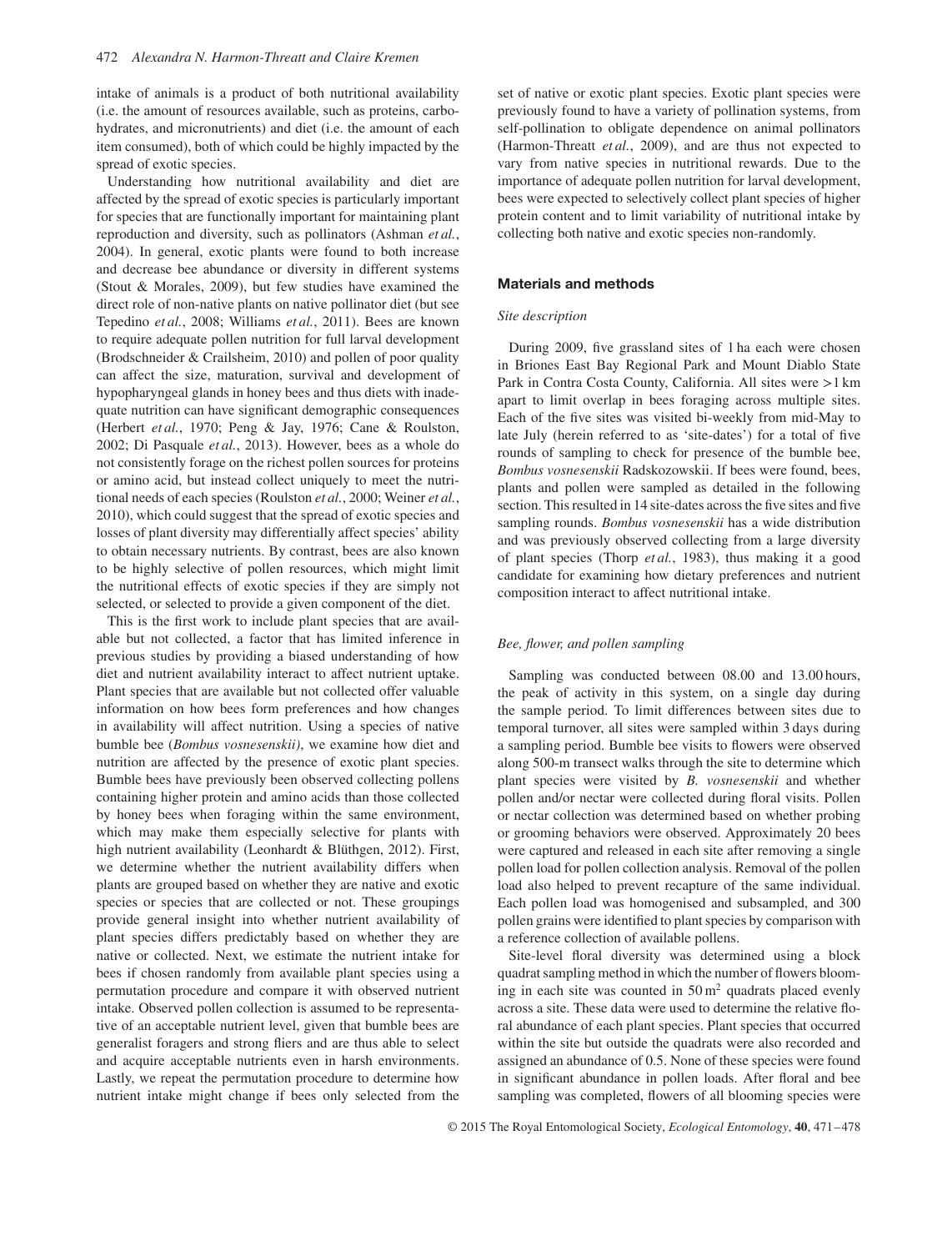intake of animals is a product of both nutritional availability (i.e. the amount of resources available, such as proteins, carbohydrates, and micronutrients) and diet (i.e. the amount of each item consumed), both of which could be highly impacted by the spread of exotic species.

Understanding how nutritional availability and diet are affected by the spread of exotic species is particularly important for species that are functionally important for maintaining plant reproduction and diversity, such as pollinators (Ashman *et al.*, 2004). In general, exotic plants were found to both increase and decrease bee abundance or diversity in different systems (Stout & Morales, 2009), but few studies have examined the direct role of non-native plants on native pollinator diet (but see Tepedino *et al.*, 2008; Williams *et al.*, 2011). Bees are known to require adequate pollen nutrition for full larval development (Brodschneider & Crailsheim, 2010) and pollen of poor quality can affect the size, maturation, survival and development of hypopharyngeal glands in honey bees and thus diets with inadequate nutrition can have significant demographic consequences (Herbert *et al.*, 1970; Peng & Jay, 1976; Cane & Roulston, 2002; Di Pasquale *et al.*, 2013). However, bees as a whole do not consistently forage on the richest pollen sources for proteins or amino acid, but instead collect uniquely to meet the nutritional needs of each species (Roulston *et al.*, 2000; Weiner *et al.*, 2010), which could suggest that the spread of exotic species and losses of plant diversity may differentially affect species' ability to obtain necessary nutrients. By contrast, bees are also known to be highly selective of pollen resources, which might limit the nutritional effects of exotic species if they are simply not selected, or selected to provide a given component of the diet.

This is the first work to include plant species that are available but not collected, a factor that has limited inference in previous studies by providing a biased understanding of how diet and nutrient availability interact to affect nutrient uptake. Plant species that are available but not collected offer valuable information on how bees form preferences and how changes in availability will affect nutrition. Using a species of native bumble bee (*Bombus vosnesenskii)*, we examine how diet and nutrition are affected by the presence of exotic plant species. Bumble bees have previously been observed collecting pollens containing higher protein and amino acids than those collected by honey bees when foraging within the same environment, which may make them especially selective for plants with high nutrient availability (Leonhardt & Blüthgen, 2012). First, we determine whether the nutrient availability differs when plants are grouped based on whether they are native and exotic species or species that are collected or not. These groupings provide general insight into whether nutrient availability of plant species differs predictably based on whether they are native or collected. Next, we estimate the nutrient intake for bees if chosen randomly from available plant species using a permutation procedure and compare it with observed nutrient intake. Observed pollen collection is assumed to be representative of an acceptable nutrient level, given that bumble bees are generalist foragers and strong fliers and are thus able to select and acquire acceptable nutrients even in harsh environments. Lastly, we repeat the permutation procedure to determine how nutrient intake might change if bees only selected from the set of native or exotic plant species. Exotic plant species were previously found to have a variety of pollination systems, from self-pollination to obligate dependence on animal pollinators (Harmon-Threatt *et al.*, 2009), and are thus not expected to vary from native species in nutritional rewards. Due to the importance of adequate pollen nutrition for larval development, bees were expected to selectively collect plant species of higher protein content and to limit variability of nutritional intake by collecting both native and exotic species non-randomly.

## Materials and methods

### *Site description*

During 2009, five grassland sites of 1 ha each were chosen in Briones East Bay Regional Park and Mount Diablo State Park in Contra Costa County, California. All sites were >1 km apart to limit overlap in bees foraging across multiple sites. Each of the five sites was visited bi-weekly from mid-May to late July (herein referred to as 'site-dates') for a total of five rounds of sampling to check for presence of the bumble bee, *Bombus vosnesenskii* Radskozowskii. If bees were found, bees, plants and pollen were sampled as detailed in the following section. This resulted in 14 site-dates across the five sites and five sampling rounds. *Bombus vosnesenskii* has a wide distribution and was previously observed collecting from a large diversity of plant species (Thorp *et al.*, 1983), thus making it a good candidate for examining how dietary preferences and nutrient composition interact to affect nutritional intake.

### *Bee, flower, and pollen sampling*

Sampling was conducted between 08.00 and 13.00 hours, the peak of activity in this system, on a single day during the sample period. To limit differences between sites due to temporal turnover, all sites were sampled within 3 days during a sampling period. Bumble bee visits to flowers were observed along 500-m transect walks through the site to determine which plant species were visited by *B. vosnesenskii* and whether pollen and/or nectar were collected during floral visits. Pollen or nectar collection was determined based on whether probing or grooming behaviors were observed. Approximately 20 bees were captured and released in each site after removing a single pollen load for pollen collection analysis. Removal of the pollen load also helped to prevent recapture of the same individual. Each pollen load was homogenised and subsampled, and 300 pollen grains were identified to plant species by comparison with a reference collection of available pollens.

Site-level floral diversity was determined using a block quadrat sampling method in which the number of flowers blooming in each site was counted in 50 $m^2$ quadrats placed evenly across a site. These data were used to determine the relative floral abundance of each plant species. Plant species that occurred within the site but outside the quadrats were also recorded and assigned an abundance of 0.5. None of these species were found in significant abundance in pollen loads. After floral and bee sampling was completed, flowers of all blooming species were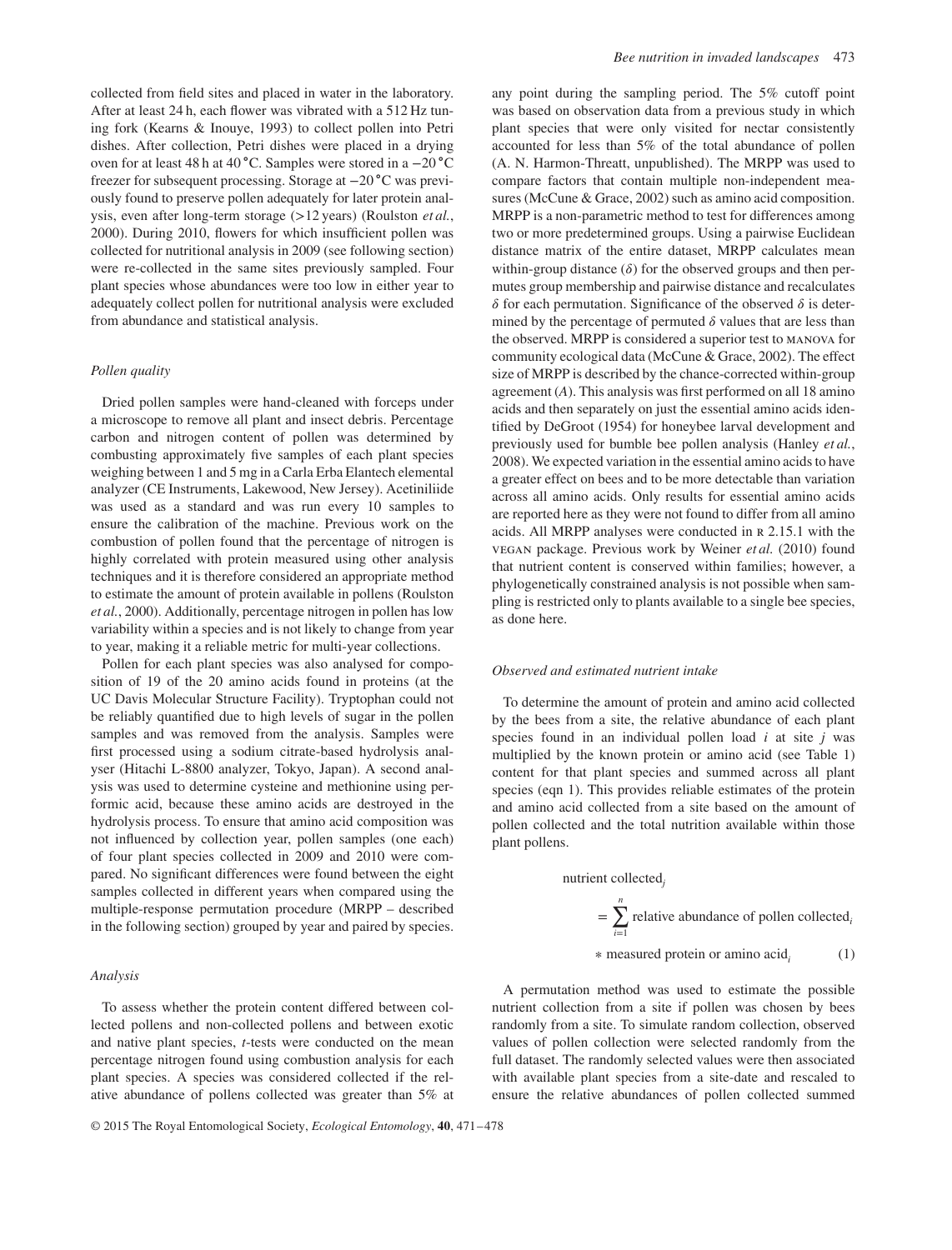collected from field sites and placed in water in the laboratory. After at least 24 h, each flower was vibrated with a 512 Hz tuning fork (Kearns & Inouye, 1993) to collect pollen into Petri dishes. After collection, Petri dishes were placed in a drying oven for at least 48 h at 40 °C. Samples were stored in a −20 °C freezer for subsequent processing. Storage at −20 °C was previously found to preserve pollen adequately for later protein analysis, even after long-term storage (>12 years) (Roulston *et al.*, 2000). During 2010, flowers for which insufficient pollen was collected for nutritional analysis in 2009 (see following section) were re-collected in the same sites previously sampled. Four plant species whose abundances were too low in either year to adequately collect pollen for nutritional analysis were excluded from abundance and statistical analysis.

### *Pollen quality*

Dried pollen samples were hand-cleaned with forceps under a microscope to remove all plant and insect debris. Percentage carbon and nitrogen content of pollen was determined by combusting approximately five samples of each plant species weighing between 1 and 5 mg in a Carla Erba Elantech elemental analyzer (CE Instruments, Lakewood, New Jersey). Acetiniliide was used as a standard and was run every 10 samples to ensure the calibration of the machine. Previous work on the combustion of pollen found that the percentage of nitrogen is highly correlated with protein measured using other analysis techniques and it is therefore considered an appropriate method to estimate the amount of protein available in pollens (Roulston *et al.*, 2000). Additionally, percentage nitrogen in pollen has low variability within a species and is not likely to change from year to year, making it a reliable metric for multi-year collections.

Pollen for each plant species was also analysed for composition of 19 of the 20 amino acids found in proteins (at the UC Davis Molecular Structure Facility). Tryptophan could not be reliably quantified due to high levels of sugar in the pollen samples and was removed from the analysis. Samples were first processed using a sodium citrate-based hydrolysis analyser (Hitachi L-8800 analyzer, Tokyo, Japan). A second analysis was used to determine cysteine and methionine using performic acid, because these amino acids are destroyed in the hydrolysis process. To ensure that amino acid composition was not influenced by collection year, pollen samples (one each) of four plant species collected in 2009 and 2010 were compared. No significant differences were found between the eight samples collected in different years when compared using the multiple-response permutation procedure (MRPP – described in the following section) grouped by year and paired by species.

### *Analysis*

To assess whether the protein content differed between collected pollens and non-collected pollens and between exotic and native plant species, *t*-tests were conducted on the mean percentage nitrogen found using combustion analysis for each plant species. A species was considered collected if the relative abundance of pollens collected was greater than 5% at any point during the sampling period. The 5% cutoff point was based on observation data from a previous study in which plant species that were only visited for nectar consistently accounted for less than 5% of the total abundance of pollen (A. N. Harmon-Threatt, unpublished). The MRPP was used to compare factors that contain multiple non-independent measures (McCune & Grace, 2002) such as amino acid composition. MRPP is a non-parametric method to test for differences among two or more predetermined groups. Using a pairwise Euclidean distance matrix of the entire dataset, MRPP calculates mean within-group distance ($\delta$) for the observed groups and then permutes group membership and pairwise distance and recalculates $\delta$ for each permutation. Significance of the observed $\delta$ is determined by the percentage of permuted $\delta$ values that are less than the observed. MRPP is considered a superior test to MANOVA for community ecological data (McCune & Grace, 2002). The effect size of MRPP is described by the chance-corrected within-group agreement ($A$). This analysis was first performed on all 18 amino acids and then separately on just the essential amino acids identified by DeGroot (1954) for honeybee larval development and previously used for bumble bee pollen analysis (Hanley *et al.*, 2008). We expected variation in the essential amino acids to have a greater effect on bees and to be more detectable than variation across all amino acids. Only results for essential amino acids are reported here as they were not found to differ from all amino acids. All MRPP analyses were conducted in R 2.15.1 with the VEGAN package. Previous work by Weiner *et al.* (2010) found that nutrient content is conserved within families; however, a phylogenetically constrained analysis is not possible when sampling is restricted only to plants available to a single bee species, as done here.

### *Observed and estimated nutrient intake*

To determine the amount of protein and amino acid collected by the bees from a site, the relative abundance of each plant species found in an individual pollen load $i$ at site $j$ was multiplied by the known protein or amino acid (see Table 1) content for that plant species and summed across all plant species (eqn 1). This provides reliable estimates of the protein and amino acid collected from a site based on the amount of pollen collected and the total nutrition available within those plant pollens.

$$\text{nutrient collected}_j = \sum_{i=1}^{n} \text{relative abundance of pollen collected}_i * \text{measured protein or amino acid}_i \qquad (1)$$

A permutation method was used to estimate the possible nutrient collection from a site if pollen was chosen by bees randomly from a site. To simulate random collection, observed values of pollen collection were selected randomly from the full dataset. The randomly selected values were then associated with available plant species from a site-date and rescaled to ensure the relative abundances of pollen collected summed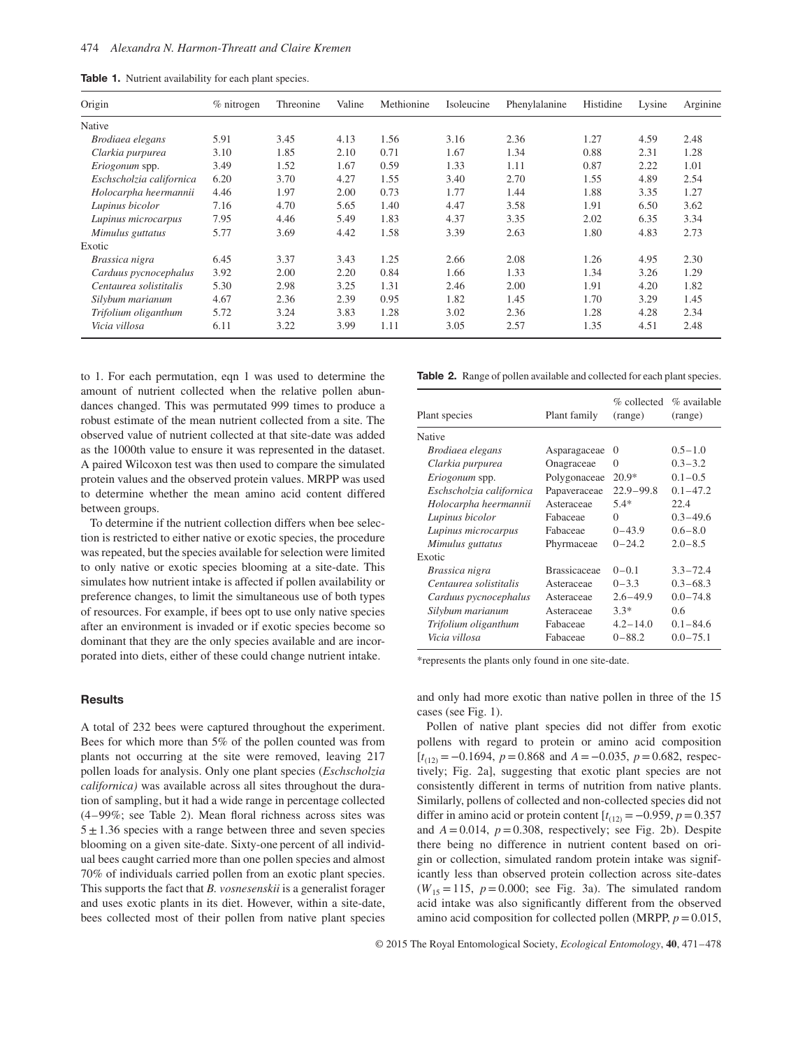**Table 1.** Nutrient availability for each plant species.

| Origin | % nitrogen | Threonine | Valine | Methionine | Isoleucine | Phenylalanine | Histidine | Lysine | Arginine |
|---|---|---|---|---|---|---|---|---|---|
| Native | | | | | | | | | |
| *Brodiaea elegans* | 5.91 | 3.45 | 4.13 | 1.56 | 3.16 | 2.36 | 1.27 | 4.59 | 2.48 |
| *Clarkia purpurea* | 3.10 | 1.85 | 2.10 | 0.71 | 1.67 | 1.34 | 0.88 | 2.31 | 1.28 |
| *Eriogonum* spp. | 3.49 | 1.52 | 1.67 | 0.59 | 1.33 | 1.11 | 0.87 | 2.22 | 1.01 |
| *Eschscholzia californica* | 6.20 | 3.70 | 4.27 | 1.55 | 3.40 | 2.70 | 1.55 | 4.89 | 2.54 |
| *Holocarpha heermannii* | 4.46 | 1.97 | 2.00 | 0.73 | 1.77 | 1.44 | 1.88 | 3.35 | 1.27 |
| *Lupinus bicolor* | 7.16 | 4.70 | 5.65 | 1.40 | 4.47 | 3.58 | 1.91 | 6.50 | 3.62 |
| *Lupinus microcarpus* | 7.95 | 4.46 | 5.49 | 1.83 | 4.37 | 3.35 | 2.02 | 6.35 | 3.34 |
| *Mimulus guttatus* | 5.77 | 3.69 | 4.42 | 1.58 | 3.39 | 2.63 | 1.80 | 4.83 | 2.73 |
| Exotic | | | | | | | | | |
| *Brassica nigra* | 6.45 | 3.37 | 3.43 | 1.25 | 2.66 | 2.08 | 1.26 | 4.95 | 2.30 |
| *Carduus pycnocephalus* | 3.92 | 2.00 | 2.20 | 0.84 | 1.66 | 1.33 | 1.34 | 3.26 | 1.29 |
| *Centaurea solistitalis* | 5.30 | 2.98 | 3.25 | 1.31 | 2.46 | 2.00 | 1.91 | 4.20 | 1.82 |
| *Silybum marianum* | 4.67 | 2.36 | 2.39 | 0.95 | 1.82 | 1.45 | 1.70 | 3.29 | 1.45 |
| *Trifolium oliganthum* | 5.72 | 3.24 | 3.83 | 1.28 | 3.02 | 2.36 | 1.28 | 4.28 | 2.34 |
| *Vicia villosa* | 6.11 | 3.22 | 3.99 | 1.11 | 3.05 | 2.57 | 1.35 | 4.51 | 2.48 |

to 1. For each permutation, eqn 1 was used to determine the amount of nutrient collected when the relative pollen abundances changed. This was permutated 999 times to produce a robust estimate of the mean nutrient collected from a site. The observed value of nutrient collected at that site-date was added as the 1000th value to ensure it was represented in the dataset. A paired Wilcoxon test was then used to compare the simulated protein values and the observed protein values. MRPP was used to determine whether the mean amino acid content differed between groups.

To determine if the nutrient collection differs when bee selection is restricted to either native or exotic species, the procedure was repeated, but the species available for selection were limited to only native or exotic species blooming at a site-date. This simulates how nutrient intake is affected if pollen availability or preference changes, to limit the simultaneous use of both types of resources. For example, if bees opt to use only native species after an environment is invaded or if exotic species become so dominant that they are the only species available and are incorporated into diets, either of these could change nutrient intake.

## Results

A total of 232 bees were captured throughout the experiment. Bees for which more than 5% of the pollen counted was from plants not occurring at the site were removed, leaving 217 pollen loads for analysis. Only one plant species (*Eschscholzia californica)* was available across all sites throughout the duration of sampling, but it had a wide range in percentage collected (4–99%; see Table 2). Mean floral richness across sites was $5 \pm 1.36$ species with a range between three and seven species blooming on a given site-date. Sixty-one percent of all individual bees caught carried more than one pollen species and almost 70% of individuals carried pollen from an exotic plant species. This supports the fact that *B. vosnesenskii* is a generalist forager and uses exotic plants in its diet. However, within a site-date, bees collected most of their pollen from native plant species and only had more exotic than native pollen in three of the 15 cases (see Fig. 1).

**Table 2.** Range of pollen available and collected for each plant species.

| Plant species | Plant family | % collected (range) | % available (range) |
|---|---|---|---|
| Native | | | |
| *Brodiaea elegans* | Asparagaceae | 0 | 0.5–1.0 |
| *Clarkia purpurea* | Onagraceae | 0 | 0.3–3.2 |
| *Eriogonum* spp. | Polygonaceae | 20.9* | 0.1–0.5 |
| *Eschscholzia californica* | Papaveraceae | 22.9–99.8 | 0.1–47.2 |
| *Holocarpha heermannii* | Asteraceae | 5.4* | 22.4 |
| *Lupinus bicolor* | Fabaceae | 0 | 0.3–49.6 |
| *Lupinus microcarpus* | Fabaceae | 0–43.9 | 0.6–8.0 |
| *Mimulus guttatus* | Phyrmaceae | 0–24.2 | 2.0–8.5 |
| Exotic | | | |
| *Brassica nigra* | Brassicaceae | 0–0.1 | 3.3–72.4 |
| *Centaurea solistitalis* | Asteraceae | 0–3.3 | 0.3–68.3 |
| *Carduus pycnocephalus* | Asteraceae | 2.6–49.9 | 0.0–74.8 |
| *Silybum marianum* | Asteraceae | 3.3* | 0.6 |
| *Trifolium oliganthum* | Fabaceae | 4.2–14.0 | 0.1–84.6 |
| *Vicia villosa* | Fabaceae | 0–88.2 | 0.0–75.1 |

*represents the plants only found in one site-date.

Pollen of native plant species did not differ from exotic pollens with regard to protein or amino acid composition [$t_{(12)} = -0.1694$, $p = 0.868$ and $A = -0.035$, $p = 0.682$, respectively; Fig. 2a], suggesting that exotic plant species are not consistently different in terms of nutrition from native plants. Similarly, pollens of collected and non-collected species did not differ in amino acid or protein content [$t_{(12)} = -0.959$, $p = 0.357$ and $A = 0.014$, $p = 0.308$, respectively; see Fig. 2b). Despite there being no difference in nutrient content based on origin or collection, simulated random protein intake was significantly less than observed protein collection across site-dates ($W_{15} = 115$, $p = 0.000$; see Fig. 3a). The simulated random acid intake was also significantly different from the observed amino acid composition for collected pollen (MRPP, $p = 0.015$,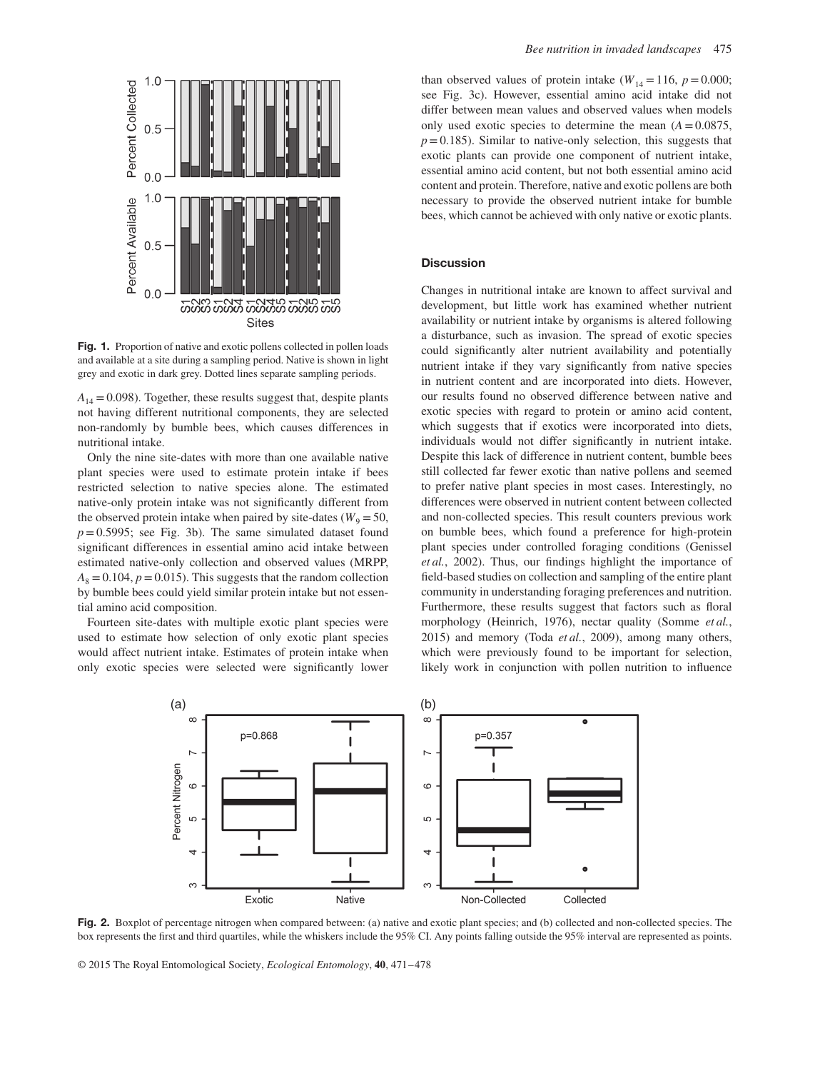Fig. 1. Proportion of native and exotic pollens collected in pollen loads and available at a site during a sampling period. Native is shown in light grey and exotic in dark grey. Dotted lines separate sampling periods.

$A_{14} = 0.098$). Together, these results suggest that, despite plants not having different nutritional components, they are selected non-randomly by bumble bees, which causes differences in nutritional intake.

Only the nine site-dates with more than one available native plant species were used to estimate protein intake if bees restricted selection to native species alone. The estimated native-only protein intake was not significantly different from the observed protein intake when paired by site-dates ($W_9 = 50$, $p = 0.5995$; see Fig. 3b). The same simulated dataset found significant differences in essential amino acid intake between estimated native-only collection and observed values (MRPP, $A_8 = 0.104$, $p = 0.015$). This suggests that the random collection by bumble bees could yield similar protein intake but not essential amino acid composition.

Fourteen site-dates with multiple exotic plant species were used to estimate how selection of only exotic plant species would affect nutrient intake. Estimates of protein intake when only exotic species were selected were significantly lower than observed values of protein intake ($W_{14} = 116$, $p = 0.000$; see Fig. 3c). However, essential amino acid intake did not differ between mean values and observed values when models only used exotic species to determine the mean ($A = 0.0875$, $p = 0.185$). Similar to native-only selection, this suggests that exotic plants can provide one component of nutrient intake, essential amino acid content, but not both essential amino acid content and protein. Therefore, native and exotic pollens are both necessary to provide the observed nutrient intake for bumble bees, which cannot be achieved with only native or exotic plants.

## Discussion

Changes in nutritional intake are known to affect survival and development, but little work has examined whether nutrient availability or nutrient intake by organisms is altered following a disturbance, such as invasion. The spread of exotic species could significantly alter nutrient availability and potentially nutrient intake if they vary significantly from native species in nutrient content and are incorporated into diets. However, our results found no observed difference between native and exotic species with regard to protein or amino acid content, which suggests that if exotics were incorporated into diets, individuals would not differ significantly in nutrient intake. Despite this lack of difference in nutrient content, bumble bees still collected far fewer exotic than native pollens and seemed to prefer native plant species in most cases. Interestingly, no differences were observed in nutrient content between collected and non-collected species. This result counters previous work on bumble bees, which found a preference for high-protein plant species under controlled foraging conditions (Genissel *et al.*, 2002). Thus, our findings highlight the importance of field-based studies on collection and sampling of the entire plant community in understanding foraging preferences and nutrition. Furthermore, these results suggest that factors such as floral morphology (Heinrich, 1976), nectar quality (Somme *et al.*, 2015) and memory (Toda *et al.*, 2009), among many others, which were previously found to be important for selection, likely work in conjunction with pollen nutrition to influence

Fig. 2. Boxplot of percentage nitrogen when compared between: (a) native and exotic plant species; and (b) collected and non-collected species. The box represents the first and third quartiles, while the whiskers include the 95% CI. Any points falling outside the 95% interval are represented as points.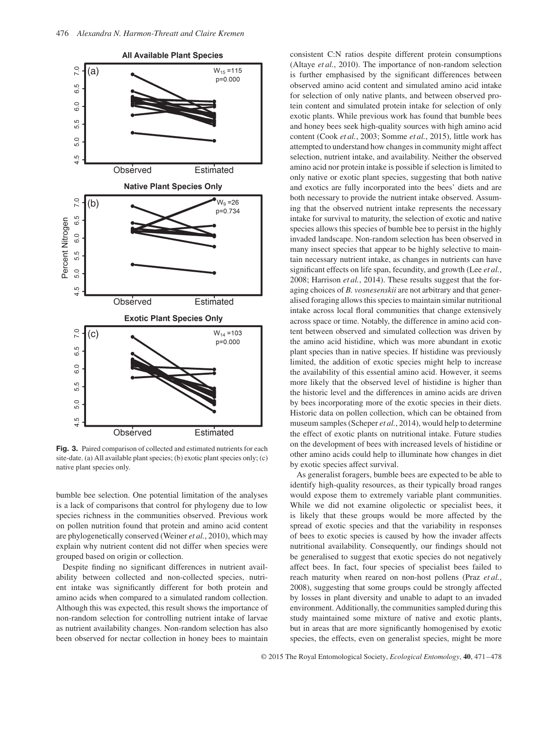All Available Plant Species

(a)

$W_{15}$ =115
p=0.000

Native Plant Species Only

(b)

$W_9$ =26
p=0.734

Exotic Plant Species Only

(c)

$W_{14}$ =103
p=0.000

Percent Nitrogen

7.0
6.5
6.0
5.5
5.0
4.5

Observed
Estimated

**Fig. 3.** Paired comparison of collected and estimated nutrients for each site-date. (a) All available plant species; (b) exotic plant species only; (c) native plant species only.

bumble bee selection. One potential limitation of the analyses is a lack of comparisons that control for phylogeny due to low species richness in the communities observed. Previous work on pollen nutrition found that protein and amino acid content are phylogenetically conserved (Weiner *et al.*, 2010), which may explain why nutrient content did not differ when species were grouped based on origin or collection.

Despite finding no significant differences in nutrient availability between collected and non-collected species, nutrient intake was significantly different for both protein and amino acids when compared to a simulated random collection. Although this was expected, this result shows the importance of non-random selection for controlling nutrient intake of larvae as nutrient availability changes. Non-random selection has also been observed for nectar collection in honey bees to maintain consistent C:N ratios despite different protein consumptions (Altaye *et al.*, 2010). The importance of non-random selection is further emphasised by the significant differences between observed amino acid content and simulated amino acid intake for selection of only native plants, and between observed protein content and simulated protein intake for selection of only exotic plants. While previous work has found that bumble bees and honey bees seek high-quality sources with high amino acid content (Cook *et al.*, 2003; Somme *et al.*, 2015), little work has attempted to understand how changes in community might affect selection, nutrient intake, and availability. Neither the observed amino acid nor protein intake is possible if selection is limited to only native or exotic plant species, suggesting that both native and exotics are fully incorporated into the bees' diets and are both necessary to provide the nutrient intake observed. Assuming that the observed nutrient intake represents the necessary intake for survival to maturity, the selection of exotic and native species allows this species of bumble bee to persist in the highly invaded landscape. Non-random selection has been observed in many insect species that appear to be highly selective to maintain necessary nutrient intake, as changes in nutrients can have significant effects on life span, fecundity, and growth (Lee *et al.*, 2008; Harrison *et al.*, 2014). These results suggest that the foraging choices of *B. vosnesenskii* are not arbitrary and that generalised foraging allows this species to maintain similar nutritional intake across local floral communities that change extensively across space or time. Notably, the difference in amino acid content between observed and simulated collection was driven by the amino acid histidine, which was more abundant in exotic plant species than in native species. If histidine was previously limited, the addition of exotic species might help to increase the availability of this essential amino acid. However, it seems more likely that the observed level of histidine is higher than the historic level and the differences in amino acids are driven by bees incorporating more of the exotic species in their diets. Historic data on pollen collection, which can be obtained from museum samples (Scheper *et al.*, 2014), would help to determine the effect of exotic plants on nutritional intake. Future studies on the development of bees with increased levels of histidine or other amino acids could help to illuminate how changes in diet by exotic species affect survival.

As generalist foragers, bumble bees are expected to be able to identify high-quality resources, as their typically broad ranges would expose them to extremely variable plant communities. While we did not examine oligolectic or specialist bees, it is likely that these groups would be more affected by the spread of exotic species and that the variability in responses of bees to exotic species is caused by how the invader affects nutritional availability. Consequently, our findings should not be generalised to suggest that exotic species do not negatively affect bees. In fact, four species of specialist bees failed to reach maturity when reared on non-host pollens (Praz *et al.*, 2008), suggesting that some groups could be strongly affected by losses in plant diversity and unable to adapt to an invaded environment. Additionally, the communities sampled during this study maintained some mixture of native and exotic plants, but in areas that are more significantly homogenised by exotic species, the effects, even on generalist species, might be more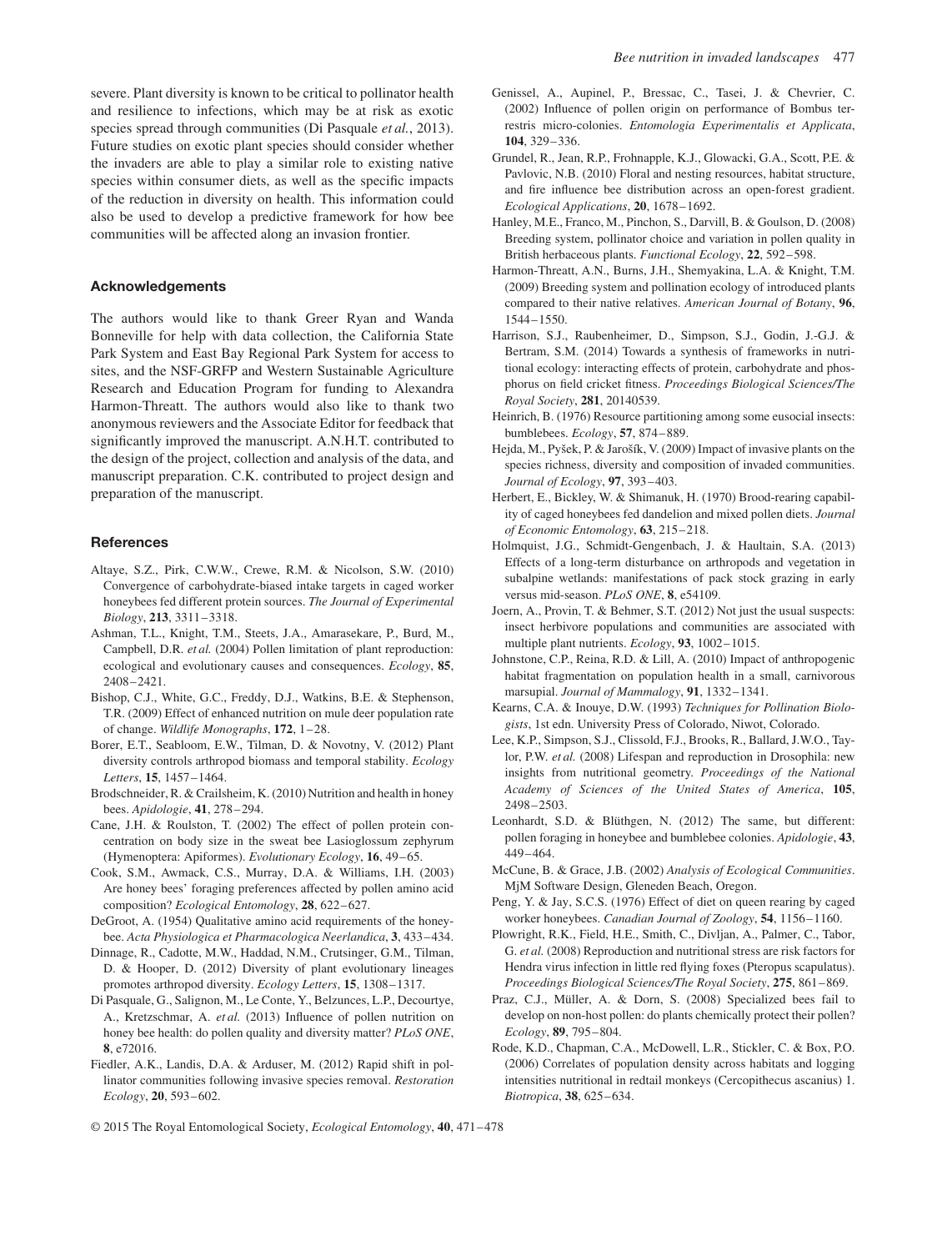severe. Plant diversity is known to be critical to pollinator health and resilience to infections, which may be at risk as exotic species spread through communities (Di Pasquale *et al.*, 2013). Future studies on exotic plant species should consider whether the invaders are able to play a similar role to existing native species within consumer diets, as well as the specific impacts of the reduction in diversity on health. This information could also be used to develop a predictive framework for how bee communities will be affected along an invasion frontier.

## Acknowledgements

The authors would like to thank Greer Ryan and Wanda Bonneville for help with data collection, the California State Park System and East Bay Regional Park System for access to sites, and the NSF-GRFP and Western Sustainable Agriculture Research and Education Program for funding to Alexandra Harmon-Threatt. The authors would also like to thank two anonymous reviewers and the Associate Editor for feedback that significantly improved the manuscript. A.N.H.T. contributed to the design of the project, collection and analysis of the data, and manuscript preparation. C.K. contributed to project design and preparation of the manuscript.

## References

Altaye, S.Z., Pirk, C.W.W., Crewe, R.M. & Nicolson, S.W. (2010) Convergence of carbohydrate-biased intake targets in caged worker honeybees fed different protein sources. *The Journal of Experimental Biology*, **213**, 3311–3318.

Ashman, T.L., Knight, T.M., Steets, J.A., Amarasekare, P., Burd, M., Campbell, D.R. *et al.* (2004) Pollen limitation of plant reproduction: ecological and evolutionary causes and consequences. *Ecology*, **85**, 2408–2421.

Bishop, C.J., White, G.C., Freddy, D.J., Watkins, B.E. & Stephenson, T.R. (2009) Effect of enhanced nutrition on mule deer population rate of change. *Wildlife Monographs*, **172**, 1–28.

Borer, E.T., Seabloom, E.W., Tilman, D. & Novotny, V. (2012) Plant diversity controls arthropod biomass and temporal stability. *Ecology Letters*, **15**, 1457–1464.

Brodschneider, R. & Crailsheim, K. (2010) Nutrition and health in honey bees. *Apidologie*, **41**, 278–294.

Cane, J.H. & Roulston, T. (2002) The effect of pollen protein concentration on body size in the sweat bee Lasioglossum zephyrum (Hymenoptera: Apiformes). *Evolutionary Ecology*, **16**, 49–65.

Cook, S.M., Awmack, C.S., Murray, D.A. & Williams, I.H. (2003) Are honey bees' foraging preferences affected by pollen amino acid composition? *Ecological Entomology*, **28**, 622–627.

DeGroot, A. (1954) Qualitative amino acid requirements of the honeybee. *Acta Physiologica et Pharmacologica Neerlandica*, **3**, 433–434.

Dinnage, R., Cadotte, M.W., Haddad, N.M., Crutsinger, G.M., Tilman, D. & Hooper, D. (2012) Diversity of plant evolutionary lineages promotes arthropod diversity. *Ecology Letters*, **15**, 1308–1317.

Di Pasquale, G., Salignon, M., Le Conte, Y., Belzunces, L.P., Decourtye, A., Kretzschmar, A. *et al.* (2013) Influence of pollen nutrition on honey bee health: do pollen quality and diversity matter? *PLoS ONE*, **8**, e72016.

Fiedler, A.K., Landis, D.A. & Arduser, M. (2012) Rapid shift in pollinator communities following invasive species removal. *Restoration Ecology*, **20**, 593–602.

Genissel, A., Aupinel, P., Bressac, C., Tasei, J. & Chevrier, C. (2002) Influence of pollen origin on performance of Bombus terrestris micro-colonies. *Entomologia Experimentalis et Applicata*, **104**, 329–336.

Grundel, R., Jean, R.P., Frohnapple, K.J., Glowacki, G.A., Scott, P.E. & Pavlovic, N.B. (2010) Floral and nesting resources, habitat structure, and fire influence bee distribution across an open-forest gradient. *Ecological Applications*, **20**, 1678–1692.

Hanley, M.E., Franco, M., Pinchon, S., Darvill, B. & Goulson, D. (2008) Breeding system, pollinator choice and variation in pollen quality in British herbaceous plants. *Functional Ecology*, **22**, 592–598.

Harmon-Threatt, A.N., Burns, J.H., Shemyakina, L.A. & Knight, T.M. (2009) Breeding system and pollination ecology of introduced plants compared to their native relatives. *American Journal of Botany*, **96**, 1544–1550.

Harrison, S.J., Raubenheimer, D., Simpson, S.J., Godin, J.-G.J. & Bertram, S.M. (2014) Towards a synthesis of frameworks in nutritional ecology: interacting effects of protein, carbohydrate and phosphorus on field cricket fitness. *Proceedings Biological Sciences/The Royal Society*, **281**, 20140539.

Heinrich, B. (1976) Resource partitioning among some eusocial insects: bumblebees. *Ecology*, **57**, 874–889.

Hejda, M., Pyšek, P. & Jarošík, V. (2009) Impact of invasive plants on the species richness, diversity and composition of invaded communities. *Journal of Ecology*, **97**, 393–403.

Herbert, E., Bickley, W. & Shimanuk, H. (1970) Brood-rearing capability of caged honeybees fed dandelion and mixed pollen diets. *Journal of Economic Entomology*, **63**, 215–218.

Holmquist, J.G., Schmidt-Gengenbach, J. & Haultain, S.A. (2013) Effects of a long-term disturbance on arthropods and vegetation in subalpine wetlands: manifestations of pack stock grazing in early versus mid-season. *PLoS ONE*, **8**, e54109.

Joern, A., Provin, T. & Behmer, S.T. (2012) Not just the usual suspects: insect herbivore populations and communities are associated with multiple plant nutrients. *Ecology*, **93**, 1002–1015.

Johnstone, C.P., Reina, R.D. & Lill, A. (2010) Impact of anthropogenic habitat fragmentation on population health in a small, carnivorous marsupial. *Journal of Mammalogy*, **91**, 1332–1341.

Kearns, C.A. & Inouye, D.W. (1993) *Techniques for Pollination Biologists*, 1st edn. University Press of Colorado, Niwot, Colorado.

Lee, K.P., Simpson, S.J., Clissold, F.J., Brooks, R., Ballard, J.W.O., Taylor, P.W. *et al.* (2008) Lifespan and reproduction in Drosophila: new insights from nutritional geometry. *Proceedings of the National Academy of Sciences of the United States of America*, **105**, 2498–2503.

Leonhardt, S.D. & Blüthgen, N. (2012) The same, but different: pollen foraging in honeybee and bumblebee colonies. *Apidologie*, **43**, 449–464.

McCune, B. & Grace, J.B. (2002) *Analysis of Ecological Communities*. MjM Software Design, Gleneden Beach, Oregon.

Peng, Y. & Jay, S.C.S. (1976) Effect of diet on queen rearing by caged worker honeybees. *Canadian Journal of Zoology*, **54**, 1156–1160.

Plowright, R.K., Field, H.E., Smith, C., Divljan, A., Palmer, C., Tabor, G. *et al.* (2008) Reproduction and nutritional stress are risk factors for Hendra virus infection in little red flying foxes (Pteropus scapulatus). *Proceedings Biological Sciences/The Royal Society*, **275**, 861–869.

Praz, C.J., Müller, A. & Dorn, S. (2008) Specialized bees fail to develop on non-host pollen: do plants chemically protect their pollen? *Ecology*, **89**, 795–804.

Rode, K.D., Chapman, C.A., McDowell, L.R., Stickler, C. & Box, P.O. (2006) Correlates of population density across habitats and logging intensities nutritional in redtail monkeys (Cercopithecus ascanius) 1. *Biotropica*, **38**, 625–634.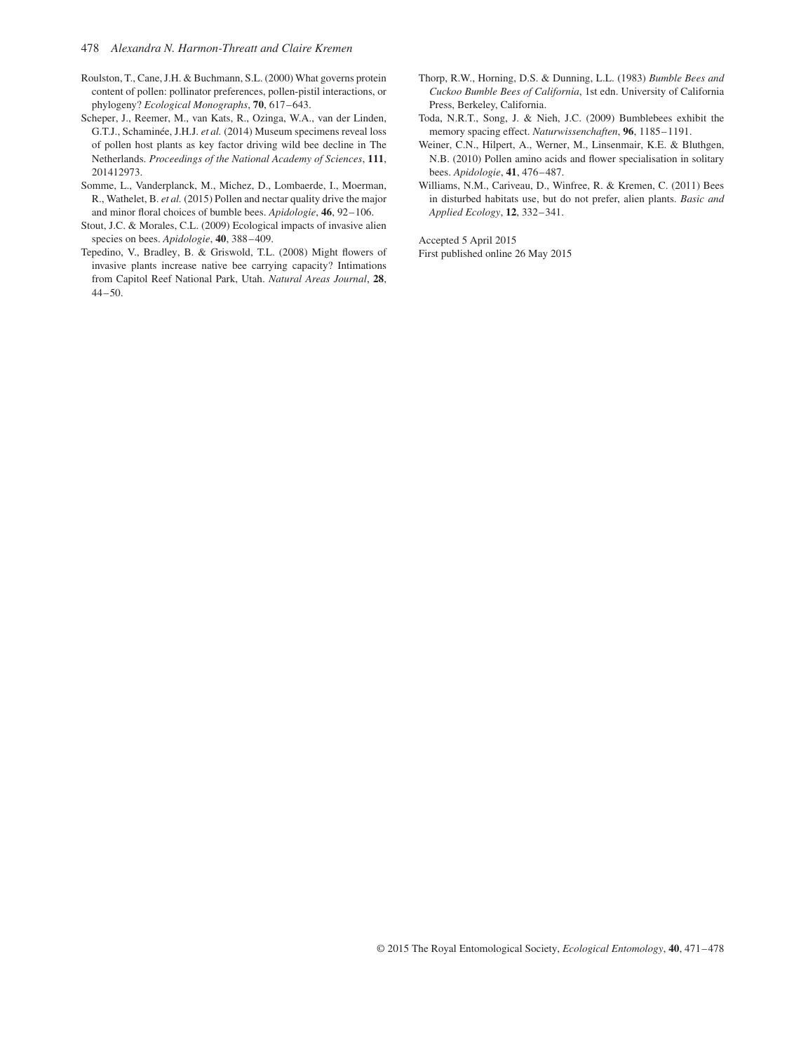Roulston, T., Cane, J.H. & Buchmann, S.L. (2000) What governs protein content of pollen: pollinator preferences, pollen-pistil interactions, or phylogeny? *Ecological Monographs*, **70**, 617–643.

Scheper, J., Reemer, M., van Kats, R., Ozinga, W.A., van der Linden, G.T.J., Schaminée, J.H.J. *et al.* (2014) Museum specimens reveal loss of pollen host plants as key factor driving wild bee decline in The Netherlands. *Proceedings of the National Academy of Sciences*, **111**, 201412973.

Somme, L., Vanderplanck, M., Michez, D., Lombaerde, I., Moerman, R., Wathelet, B. *et al.* (2015) Pollen and nectar quality drive the major and minor floral choices of bumble bees. *Apidologie*, **46**, 92–106.

Stout, J.C. & Morales, C.L. (2009) Ecological impacts of invasive alien species on bees. *Apidologie*, **40**, 388–409.

Tepedino, V., Bradley, B. & Griswold, T.L. (2008) Might flowers of invasive plants increase native bee carrying capacity? Intimations from Capitol Reef National Park, Utah. *Natural Areas Journal*, **28**, 44–50.

Thorp, R.W., Horning, D.S. & Dunning, L.L. (1983) *Bumble Bees and Cuckoo Bumble Bees of California*, 1st edn. University of California Press, Berkeley, California.

Toda, N.R.T., Song, J. & Nieh, J.C. (2009) Bumblebees exhibit the memory spacing effect. *Naturwissenschaften*, **96**, 1185–1191.

Weiner, C.N., Hilpert, A., Werner, M., Linsenmair, K.E. & Bluthgen, N.B. (2010) Pollen amino acids and flower specialisation in solitary bees. *Apidologie*, **41**, 476–487.

Williams, N.M., Cariveau, D., Winfree, R. & Kremen, C. (2011) Bees in disturbed habitats use, but do not prefer, alien plants. *Basic and Applied Ecology*, **12**, 332–341.

Accepted 5 April 2015
First published online 26 May 2015